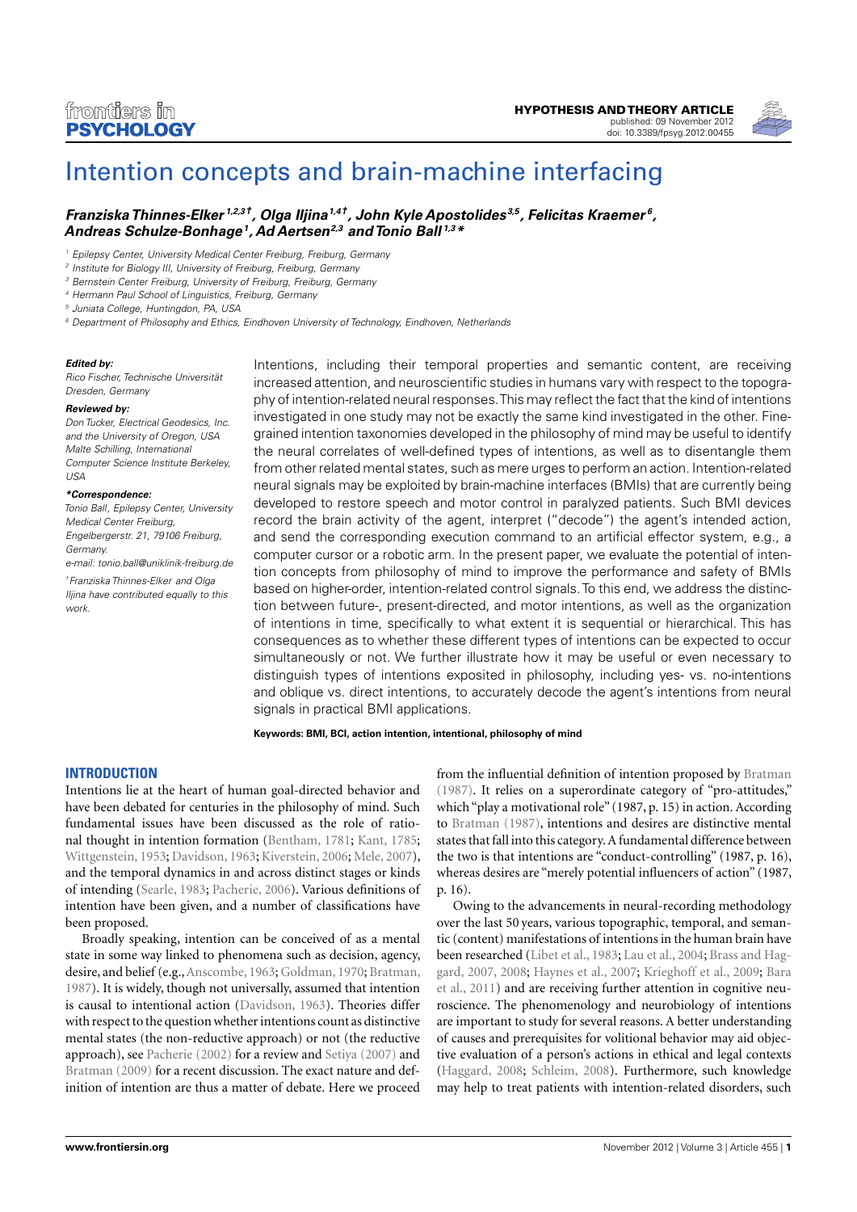# Intention concepts and brain-machine interfacing

**Franziska Thinnes-Elker[1,2,3†], Olga Iljina[1,4†], John Kyle Apostolides[3,5], Felicitas Kraemer[6], Andreas Schulze-Bonhage[1], Ad Aertsen[2,3] and Tonio Ball[1,3*]**

[1] Epilepsy Center, University Medical Center Freiburg, Freiburg, Germany
[2] Institute for Biology III, University of Freiburg, Freiburg, Germany
[3] Bernstein Center Freiburg, University of Freiburg, Freiburg, Germany
[4] Hermann Paul School of Linguistics, Freiburg, Germany
[5] Juniata College, Huntingdon, PA, USA
[6] Department of Philosophy and Ethics, Eindhoven University of Technology, Eindhoven, Netherlands

**Edited by:**
*Rico Fischer, Technische Universität Dresden, Germany*

**Reviewed by:**
*Don Tucker, Electrical Geodesics, Inc. and the University of Oregon, USA*
*Malte Schilling, International Computer Science Institute Berkeley, USA*

**\*Correspondence:**
*Tonio Ball, Epilepsy Center, University Medical Center Freiburg, Engelbergerstr. 21, 79106 Freiburg, Germany.*
*e-mail: tonio.ball@uniklinik-freiburg.de*

*†Franziska Thinnes-Elker and Olga Iljina have contributed equally to this work.*

Intentions, including their temporal properties and semantic content, are receiving increased attention, and neuroscientific studies in humans vary with respect to the topography of intention-related neural responses. This may reflect the fact that the kind of intentions investigated in one study may not be exactly the same kind investigated in the other. Fine-grained intention taxonomies developed in the philosophy of mind may be useful to identify the neural correlates of well-defined types of intentions, as well as to disentangle them from other related mental states, such as mere urges to perform an action. Intention-related neural signals may be exploited by brain-machine interfaces (BMIs) that are currently being developed to restore speech and motor control in paralyzed patients. Such BMI devices record the brain activity of the agent, interpret ("decode") the agent's intended action, and send the corresponding execution command to an artificial effector system, e.g., a computer cursor or a robotic arm. In the present paper, we evaluate the potential of intention concepts from philosophy of mind to improve the performance and safety of BMIs based on higher-order, intention-related control signals. To this end, we address the distinction between future-, present-directed, and motor intentions, as well as the organization of intentions in time, specifically to what extent it is sequential or hierarchical. This has consequences as to whether these different types of intentions can be expected to occur simultaneously or not. We further illustrate how it may be useful or even necessary to distinguish types of intentions exposited in philosophy, including yes- vs. no-intentions and oblique vs. direct intentions, to accurately decode the agent's intentions from neural signals in practical BMI applications.

**Keywords: BMI, BCI, action intention, intentional, philosophy of mind**

## INTRODUCTION

Intentions lie at the heart of human goal-directed behavior and have been debated for centuries in the philosophy of mind. Such fundamental issues have been discussed as the role of rational thought in intention formation (Bentham, 1781; Kant, 1785; Wittgenstein, 1953; Davidson, 1963; Kiverstein, 2006; Mele, 2007), and the temporal dynamics in and across distinct stages or kinds of intending (Searle, 1983; Pacherie, 2006). Various definitions of intention have been given, and a number of classifications have been proposed.

Broadly speaking, intention can be conceived of as a mental state in some way linked to phenomena such as decision, agency, desire, and belief (e.g., Anscombe, 1963; Goldman, 1970; Bratman, 1987). It is widely, though not universally, assumed that intention is causal to intentional action (Davidson, 1963). Theories differ with respect to the question whether intentions count as distinctive mental states (the non-reductive approach) or not (the reductive approach), see Pacherie (2002) for a review and Setiya (2007) and Bratman (2009) for a recent discussion. The exact nature and definition of intention are thus a matter of debate. Here we proceed from the influential definition of intention proposed by Bratman (1987). It relies on a superordinate category of "pro-attitudes," which "play a motivational role" (1987, p. 15) in action. According to Bratman (1987), intentions and desires are distinctive mental states that fall into this category. A fundamental difference between the two is that intentions are "conduct-controlling" (1987, p. 16), whereas desires are "merely potential influencers of action" (1987, p. 16).

Owing to the advancements in neural-recording methodology over the last 50 years, various topographic, temporal, and semantic (content) manifestations of intentions in the human brain have been researched (Libet et al., 1983; Lau et al., 2004; Brass and Haggard, 2007, 2008; Haynes et al., 2007; Krieghoff et al., 2009; Bara et al., 2011) and are receiving further attention in cognitive neuroscience. The phenomenology and neurobiology of intentions are important to study for several reasons. A better understanding of causes and prerequisites for volitional behavior may aid objective evaluation of a person's actions in ethical and legal contexts (Haggard, 2008; Schleim, 2008). Furthermore, such knowledge may help to treat patients with intention-related disorders, such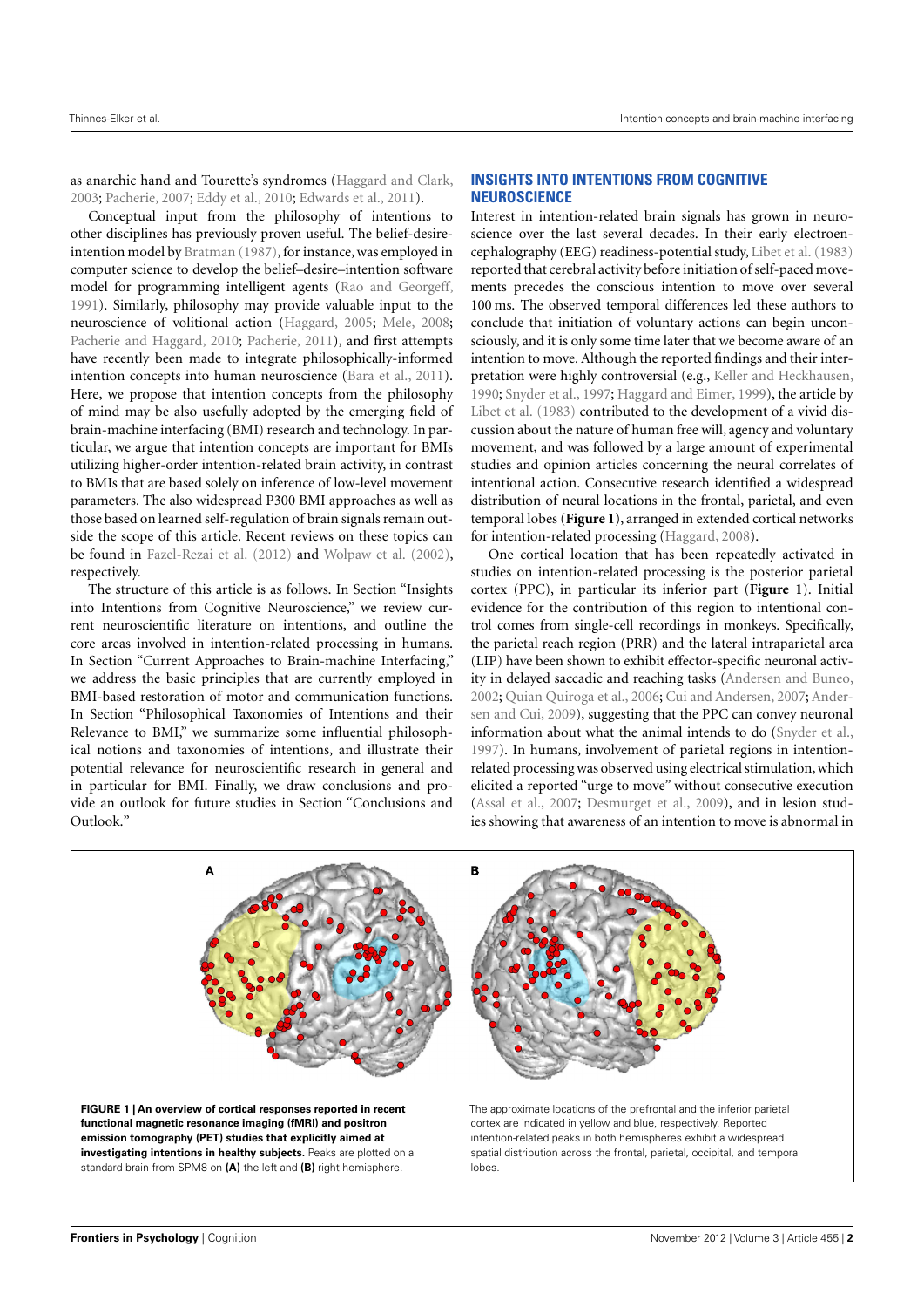as anarchic hand and Tourette's syndromes (Haggard and Clark, 2003; Pacherie, 2007; Eddy et al., 2010; Edwards et al., 2011).

Conceptual input from the philosophy of intentions to other disciplines has previously proven useful. The belief-desire-intention model by Bratman (1987), for instance, was employed in computer science to develop the belief–desire–intention software model for programming intelligent agents (Rao and Georgeff, 1991). Similarly, philosophy may provide valuable input to the neuroscience of volitional action (Haggard, 2005; Mele, 2008; Pacherie and Haggard, 2010; Pacherie, 2011), and first attempts have recently been made to integrate philosophically-informed intention concepts into human neuroscience (Bara et al., 2011). Here, we propose that intention concepts from the philosophy of mind may be also usefully adopted by the emerging field of brain-machine interfacing (BMI) research and technology. In particular, we argue that intention concepts are important for BMIs utilizing higher-order intention-related brain activity, in contrast to BMIs that are based solely on inference of low-level movement parameters. The also widespread P300 BMI approaches as well as those based on learned self-regulation of brain signals remain outside the scope of this article. Recent reviews on these topics can be found in Fazel-Rezai et al. (2012) and Wolpaw et al. (2002), respectively.

The structure of this article is as follows. In Section "Insights into Intentions from Cognitive Neuroscience," we review current neuroscientific literature on intentions, and outline the core areas involved in intention-related processing in humans. In Section "Current Approaches to Brain-machine Interfacing," we address the basic principles that are currently employed in BMI-based restoration of motor and communication functions. In Section "Philosophical Taxonomies of Intentions and their Relevance to BMI," we summarize some influential philosophical notions and taxonomies of intentions, and illustrate their potential relevance for neuroscientific research in general and in particular for BMI. Finally, we draw conclusions and provide an outlook for future studies in Section "Conclusions and Outlook."

## INSIGHTS INTO INTENTIONS FROM COGNITIVE NEUROSCIENCE

Interest in intention-related brain signals has grown in neuroscience over the last several decades. In their early electroencephalography (EEG) readiness-potential study, Libet et al. (1983) reported that cerebral activity before initiation of self-paced movements precedes the conscious intention to move over several 100 ms. The observed temporal differences led these authors to conclude that initiation of voluntary actions can begin unconsciously, and it is only some time later that we become aware of an intention to move. Although the reported findings and their interpretation were highly controversial (e.g., Keller and Heckhausen, 1990; Snyder et al., 1997; Haggard and Eimer, 1999), the article by Libet et al. (1983) contributed to the development of a vivid discussion about the nature of human free will, agency and voluntary movement, and was followed by a large amount of experimental studies and opinion articles concerning the neural correlates of intentional action. Consecutive research identified a widespread distribution of neural locations in the frontal, parietal, and even temporal lobes (**Figure 1**), arranged in extended cortical networks for intention-related processing (Haggard, 2008).

One cortical location that has been repeatedly activated in studies on intention-related processing is the posterior parietal cortex (PPC), in particular its inferior part (**Figure 1**). Initial evidence for the contribution of this region to intentional control comes from single-cell recordings in monkeys. Specifically, the parietal reach region (PRR) and the lateral intraparietal area (LIP) have been shown to exhibit effector-specific neuronal activity in delayed saccadic and reaching tasks (Andersen and Buneo, 2002; Quian Quiroga et al., 2006; Cui and Andersen, 2007; Andersen and Cui, 2009), suggesting that the PPC can convey neuronal information about what the animal intends to do (Snyder et al., 1997). In humans, involvement of parietal regions in intention-related processing was observed using electrical stimulation, which elicited a reported "urge to move" without consecutive execution (Assal et al., 2007; Desmurget et al., 2009), and in lesion studies showing that awareness of an intention to move is abnormal in

**FIGURE 1 | An overview of cortical responses reported in recent functional magnetic resonance imaging (fMRI) and positron emission tomography (PET) studies that explicitly aimed at investigating intentions in healthy subjects.** Peaks are plotted on a standard brain from SPM8 on **(A)** the left and **(B)** right hemisphere. The approximate locations of the prefrontal and the inferior parietal cortex are indicated in yellow and blue, respectively. Reported intention-related peaks in both hemispheres exhibit a widespread spatial distribution across the frontal, parietal, occipital, and temporal lobes.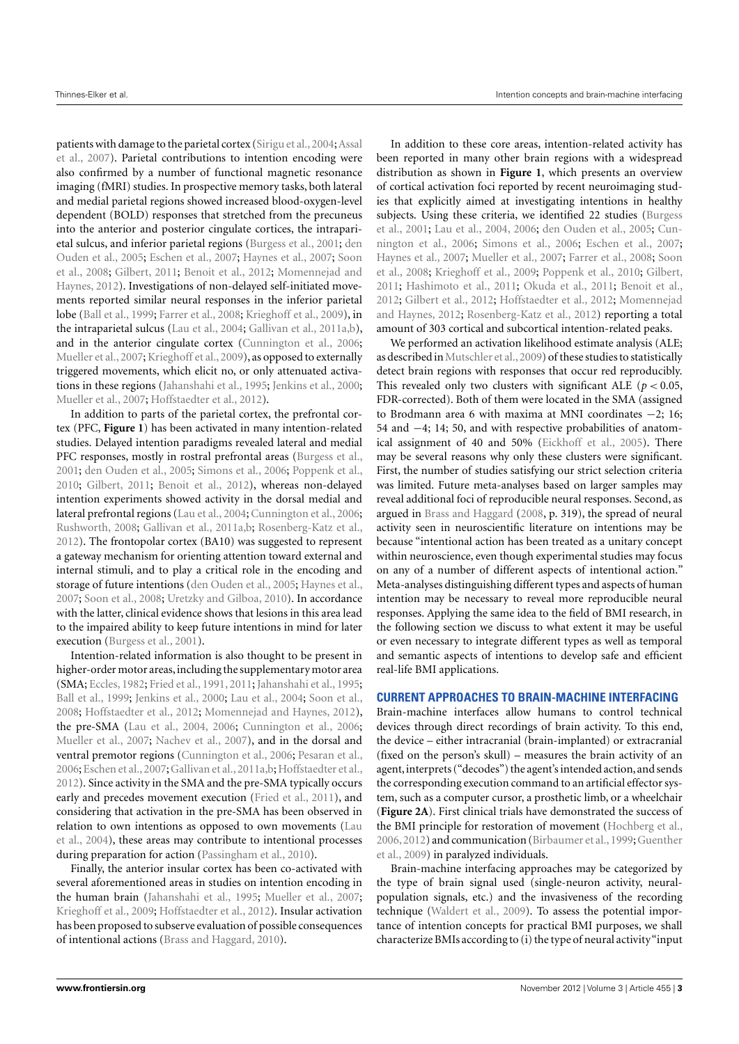patients with damage to the parietal cortex (Sirigu et al., 2004; Assal et al., 2007). Parietal contributions to intention encoding were also confirmed by a number of functional magnetic resonance imaging (fMRI) studies. In prospective memory tasks, both lateral and medial parietal regions showed increased blood-oxygen-level dependent (BOLD) responses that stretched from the precuneus into the anterior and posterior cingulate cortices, the intraparietal sulcus, and inferior parietal regions (Burgess et al., 2001; den Ouden et al., 2005; Eschen et al., 2007; Haynes et al., 2007; Soon et al., 2008; Gilbert, 2011; Benoit et al., 2012; Momennejad and Haynes, 2012). Investigations of non-delayed self-initiated movements reported similar neural responses in the inferior parietal lobe (Ball et al., 1999; Farrer et al., 2008; Krieghoff et al., 2009), in the intraparietal sulcus (Lau et al., 2004; Gallivan et al., 2011a,b), and in the anterior cingulate cortex (Cunnington et al., 2006; Mueller et al., 2007; Krieghoff et al., 2009), as opposed to externally triggered movements, which elicit no, or only attenuated activations in these regions (Jahanshahi et al., 1995; Jenkins et al., 2000; Mueller et al., 2007; Hoffstaedter et al., 2012).

In addition to parts of the parietal cortex, the prefrontal cortex (PFC, **Figure 1**) has been activated in many intention-related studies. Delayed intention paradigms revealed lateral and medial PFC responses, mostly in rostral prefrontal areas (Burgess et al., 2001; den Ouden et al., 2005; Simons et al., 2006; Poppenk et al., 2010; Gilbert, 2011; Benoit et al., 2012), whereas non-delayed intention experiments showed activity in the dorsal medial and lateral prefrontal regions (Lau et al., 2004; Cunnington et al., 2006; Rushworth, 2008; Gallivan et al., 2011a,b; Rosenberg-Katz et al., 2012). The frontopolar cortex (BA10) was suggested to represent a gateway mechanism for orienting attention toward external and internal stimuli, and to play a critical role in the encoding and storage of future intentions (den Ouden et al., 2005; Haynes et al., 2007; Soon et al., 2008; Uretzky and Gilboa, 2010). In accordance with the latter, clinical evidence shows that lesions in this area lead to the impaired ability to keep future intentions in mind for later execution (Burgess et al., 2001).

Intention-related information is also thought to be present in higher-order motor areas, including the supplementary motor area (SMA; Eccles, 1982; Fried et al., 1991, 2011; Jahanshahi et al., 1995; Ball et al., 1999; Jenkins et al., 2000; Lau et al., 2004; Soon et al., 2008; Hoffstaedter et al., 2012; Momennejad and Haynes, 2012), the pre-SMA (Lau et al., 2004, 2006; Cunnington et al., 2006; Mueller et al., 2007; Nachev et al., 2007), and in the dorsal and ventral premotor regions (Cunnington et al., 2006; Pesaran et al., 2006; Eschen et al., 2007; Gallivan et al., 2011a,b; Hoffstaedter et al., 2012). Since activity in the SMA and the pre-SMA typically occurs early and precedes movement execution (Fried et al., 2011), and considering that activation in the pre-SMA has been observed in relation to own intentions as opposed to own movements (Lau et al., 2004), these areas may contribute to intentional processes during preparation for action (Passingham et al., 2010).

Finally, the anterior insular cortex has been co-activated with several aforementioned areas in studies on intention encoding in the human brain (Jahanshahi et al., 1995; Mueller et al., 2007; Krieghoff et al., 2009; Hoffstaedter et al., 2012). Insular activation has been proposed to subserve evaluation of possible consequences of intentional actions (Brass and Haggard, 2010).

In addition to these core areas, intention-related activity has been reported in many other brain regions with a widespread distribution as shown in **Figure 1**, which presents an overview of cortical activation foci reported by recent neuroimaging studies that explicitly aimed at investigating intentions in healthy subjects. Using these criteria, we identified 22 studies (Burgess et al., 2001; Lau et al., 2004, 2006; den Ouden et al., 2005; Cunnington et al., 2006; Simons et al., 2006; Eschen et al., 2007; Haynes et al., 2007; Mueller et al., 2007; Farrer et al., 2008; Soon et al., 2008; Krieghoff et al., 2009; Poppenk et al., 2010; Gilbert, 2011; Hashimoto et al., 2011; Okuda et al., 2011; Benoit et al., 2012; Gilbert et al., 2012; Hoffstaedter et al., 2012; Momennejad and Haynes, 2012; Rosenberg-Katz et al., 2012) reporting a total amount of 303 cortical and subcortical intention-related peaks.

We performed an activation likelihood estimate analysis (ALE; as described in Mutschler et al., 2009) of these studies to statistically detect brain regions with responses that occur red reproducibly. This revealed only two clusters with significant ALE ($p < 0.05$, FDR-corrected). Both of them were located in the SMA (assigned to Brodmann area 6 with maxima at MNI coordinates −2; 16; 54 and −4; 14; 50, and with respective probabilities of anatomical assignment of 40 and 50% (Eickhoff et al., 2005). There may be several reasons why only these clusters were significant. First, the number of studies satisfying our strict selection criteria was limited. Future meta-analyses based on larger samples may reveal additional foci of reproducible neural responses. Second, as argued in Brass and Haggard (2008, p. 319), the spread of neural activity seen in neuroscientific literature on intentions may be because "intentional action has been treated as a unitary concept within neuroscience, even though experimental studies may focus on any of a number of different aspects of intentional action." Meta-analyses distinguishing different types and aspects of human intention may be necessary to reveal more reproducible neural responses. Applying the same idea to the field of BMI research, in the following section we discuss to what extent it may be useful or even necessary to integrate different types as well as temporal and semantic aspects of intentions to develop safe and efficient real-life BMI applications.

## CURRENT APPROACHES TO BRAIN-MACHINE INTERFACING

Brain-machine interfaces allow humans to control technical devices through direct recordings of brain activity. To this end, the device – either intracranial (brain-implanted) or extracranial (fixed on the person's skull) – measures the brain activity of an agent, interprets ("decodes") the agent's intended action, and sends the corresponding execution command to an artificial effector system, such as a computer cursor, a prosthetic limb, or a wheelchair (**Figure 2A**). First clinical trials have demonstrated the success of the BMI principle for restoration of movement (Hochberg et al., 2006, 2012) and communication (Birbaumer et al., 1999; Guenther et al., 2009) in paralyzed individuals.

Brain-machine interfacing approaches may be categorized by the type of brain signal used (single-neuron activity, neural-population signals, etc.) and the invasiveness of the recording technique (Waldert et al., 2009). To assess the potential importance of intention concepts for practical BMI purposes, we shall characterize BMIs according to (i) the type of neural activity "input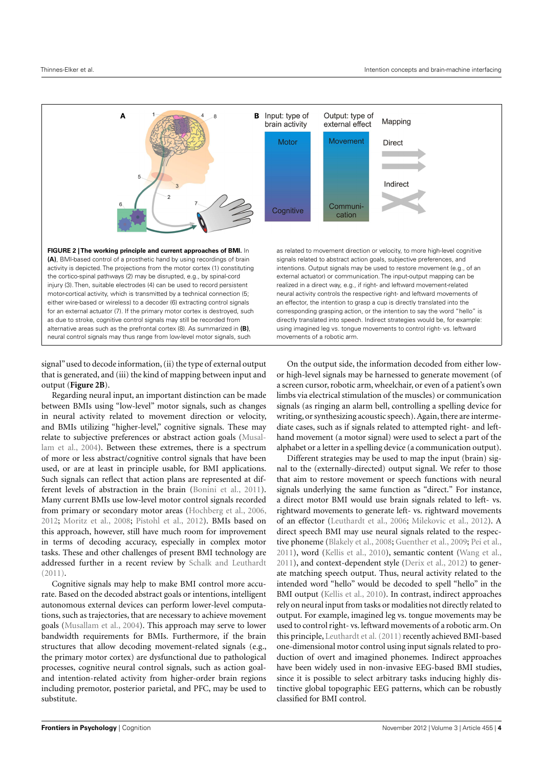**FIGURE 2 | The working principle and current approaches of BMI.** In **(A)**, BMI-based control of a prosthetic hand by using recordings of brain activity is depicted. The projections from the motor cortex (1) constituting the cortico-spinal pathways (2) may be disrupted, e.g., by spinal-cord injury (3). Then, suitable electrodes (4) can be used to record persistent motor-cortical activity, which is transmitted by a technical connection (5; either wire-based or wireless) to a decoder (6) extracting control signals for an external actuator (7). If the primary motor cortex is destroyed, such as due to stroke, cognitive control signals may still be recorded from alternative areas such as the prefrontal cortex (8). As summarized in **(B)**, neural control signals may thus range from low-level motor signals, such as related to movement direction or velocity, to more high-level cognitive signals related to abstract action goals, subjective preferences, and intentions. Output signals may be used to restore movement (e.g., of an effector, external actuator) or communication. The input-output mapping can be realized in a direct way, e.g., if right- and leftward movement-related neural activity controls the respective right- and leftward movements of an effector, the intention to grasp a cup is directly translated into the corresponding grasping action, or the intention to say the word "hello" is directly translated into speech. Indirect strategies would be, for example: using imagined leg vs. tongue movements to control right- vs. leftward movements of a robotic arm.

signal" used to decode information, (ii) the type of external output that is generated, and (iii) the kind of mapping between input and output (**Figure 2B**).

Regarding neural input, an important distinction can be made between BMIs using "low-level" motor signals, such as changes in neural activity related to movement direction or velocity, and BMIs utilizing "higher-level," cognitive signals. These may relate to subjective preferences or abstract action goals (Musallam et al., 2004). Between these extremes, there is a spectrum of more or less abstract/cognitive control signals that have been used, or are at least in principle usable, for BMI applications. Such signals can reflect that action plans are represented at different levels of abstraction in the brain (Bonini et al., 2011). Many current BMIs use low-level motor control signals recorded from primary or secondary motor areas (Hochberg et al., 2006, 2012; Moritz et al., 2008; Pistohl et al., 2012). BMIs based on this approach, however, still have much room for improvement in terms of decoding accuracy, especially in complex motor tasks. These and other challenges of present BMI technology are addressed further in a recent review by Schalk and Leuthardt (2011).

Cognitive signals may help to make BMI control more accurate. Based on the decoded abstract goals or intentions, intelligent autonomous external devices can perform lower-level computations, such as trajectories, that are necessary to achieve movement goals (Musallam et al., 2004). This approach may serve to lower bandwidth requirements for BMIs. Furthermore, if the brain structures that allow decoding movement-related signals (e.g., the primary motor cortex) are dysfunctional due to pathological processes, cognitive neural control signals, such as action goal- and intention-related activity from higher-order brain regions including premotor, posterior parietal, and PFC, may be used to substitute.

On the output side, the information decoded from either low- or high-level signals may be harnessed to generate movement (of a screen cursor, robotic arm, wheelchair, or even of a patient's own limbs via electrical stimulation of the muscles) or communication signals (as ringing an alarm bell, controlling a spelling device for writing, or synthesizing acoustic speech). Again, there are intermediate cases, such as if signals related to attempted right- and left-hand movement (a motor signal) were used to select a part of the alphabet or a letter in a spelling device (a communication output).

Different strategies may be used to map the input (brain) signal to the (externally-directed) output signal. We refer to those that aim to restore movement or speech functions with neural signals underlying the same function as "direct." For instance, a direct motor BMI would use brain signals related to left- vs. rightward movements to generate left- vs. rightward movements of an effector (Leuthardt et al., 2006; Milekovic et al., 2012). A direct speech BMI may use neural signals related to the respective phoneme (Blakely et al., 2008; Guenther et al., 2009; Pei et al., 2011), word (Kellis et al., 2010), semantic content (Wang et al., 2011), and context-dependent style (Derix et al., 2012) to generate matching speech output. Thus, neural activity related to the intended word "hello" would be decoded to spell "hello" in the BMI output (Kellis et al., 2010). In contrast, indirect approaches rely on neural input from tasks or modalities not directly related to output. For example, imagined leg vs. tongue movements may be used to control right- vs. leftward movements of a robotic arm. On this principle, Leuthardt et al. (2011) recently achieved BMI-based one-dimensional motor control using input signals related to production of overt and imagined phonemes. Indirect approaches have been widely used in non-invasive EEG-based BMI studies, since it is possible to select arbitrary tasks inducing highly distinctive global topographic EEG patterns, which can be robustly classified for BMI control.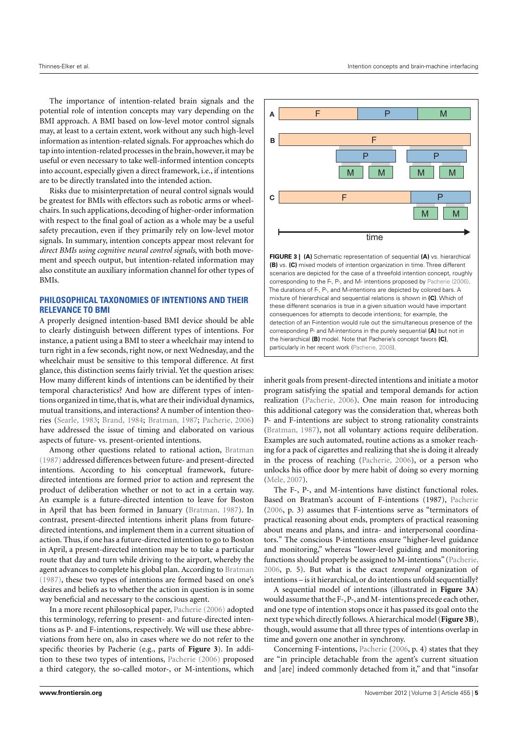The importance of intention-related brain signals and the potential role of intention concepts may vary depending on the BMI approach. A BMI based on low-level motor control signals may, at least to a certain extent, work without any such high-level information as intention-related signals. For approaches which do tap into intention-related processes in the brain, however, it may be useful or even necessary to take well-informed intention concepts into account, especially given a direct framework, i.e., if intentions are to be directly translated into the intended action.

Risks due to misinterpretation of neural control signals would be greatest for BMIs with effectors such as robotic arms or wheelchairs. In such applications, decoding of higher-order information with respect to the final goal of action as a whole may be a useful safety precaution, even if they primarily rely on low-level motor signals. In summary, intention concepts appear most relevant for *direct BMIs using cognitive neural control signals*, with both movement and speech output, but intention-related information may also constitute an auxiliary information channel for other types of BMIs.

## PHILOSOPHICAL TAXONOMIES OF INTENTIONS AND THEIR RELEVANCE TO BMI

A properly designed intention-based BMI device should be able to clearly distinguish between different types of intentions. For instance, a patient using a BMI to steer a wheelchair may intend to turn right in a few seconds, right now, or next Wednesday, and the wheelchair must be sensitive to this temporal difference. At first glance, this distinction seems fairly trivial. Yet the question arises: How many different kinds of intentions can be identified by their temporal characteristics? And how are different types of intentions organized in time, that is, what are their individual dynamics, mutual transitions, and interactions? A number of intention theories (Searle, 1983; Brand, 1984; Bratman, 1987; Pacherie, 2006) have addressed the issue of timing and elaborated on various aspects of future- vs. present-oriented intentions.

Among other questions related to rational action, Bratman (1987) addressed differences between future- and present-directed intentions. According to his conceptual framework, future-directed intentions are formed prior to action and represent the product of deliberation whether or not to act in a certain way. An example is a future-directed intention to leave for Boston in April that has been formed in January (Bratman, 1987). In contrast, present-directed intentions inherit plans from future-directed intentions, and implement them in a current situation of action. Thus, if one has a future-directed intention to go to Boston in April, a present-directed intention may be to take a particular route that day and turn while driving to the airport, whereby the agent advances to complete his global plan. According to Bratman (1987), these two types of intentions are formed based on one's desires and beliefs as to whether the action in question is in some way beneficial and necessary to the conscious agent.

In a more recent philosophical paper, Pacherie (2006) adopted this terminology, referring to present- and future-directed intentions as P- and F-intentions, respectively. We will use these abbreviations from here on, also in cases where we do not refer to the specific theories by Pacherie (e.g., parts of **Figure 3**). In addition to these two types of intentions, Pacherie (2006) proposed a third category, the so-called motor-, or M-intentions, which inherit goals from present-directed intentions and initiate a motor program satisfying the spatial and temporal demands for action realization (Pacherie, 2006). One main reason for introducing this additional category was the consideration that, whereas both P- and F-intentions are subject to strong rationality constraints (Bratman, 1987), not all voluntary actions require deliberation. Examples are such automated, routine actions as a smoker reaching for a pack of cigarettes and realizing that she is doing it already in the process of reaching (Pacherie, 2006), or a person who unlocks his office door by mere habit of doing so every morning (Mele, 2007).

**FIGURE 3 | (A)** Schematic representation of sequential **(A)** vs. hierarchical **(B)** vs. **(C)** mixed models of intention organization in time. Three different scenarios are depicted for the case of a threefold intention concept, roughly corresponding to the F-, P-, and M- intentions proposed by Pacherie (2006). The durations of F-, P-, and M-intentions are depicted by colored bars. A mixture of hierarchical and sequential relations is shown in **(C)**. Which of these different scenarios is true in a given situation would have important consequences for attempts to decode intentions; for example, the detection of an F-intention would rule out the simultaneous presence of the corresponding P- and M-intentions in the purely sequential **(A)** but not in the hierarchical **(B)** model. Note that Pacherie's concept favors **(C)**, particularly in her recent work (Pacherie, 2008).

The F-, P-, and M-intentions have distinct functional roles. Based on Bratman's account of F-intentions (1987), Pacherie (2006, p. 3) assumes that F-intentions serve as "terminators of practical reasoning about ends, prompters of practical reasoning about means and plans, and intra- and interpersonal coordinators." The conscious P-intentions ensure "higher-level guidance and monitoring," whereas "lower-level guiding and monitoring functions should properly be assigned to M-intentions" (Pacherie, 2006, p. 5). But what is the exact *temporal* organization of intentions – is it hierarchical, or do intentions unfold sequentially?

A sequential model of intentions (illustrated in **Figure 3A**) would assume that the F-, P-, and M- intentions precede each other, and one type of intention stops once it has passed its goal onto the next type which directly follows. A hierarchical model (**Figure 3B**), though, would assume that all three types of intentions overlap in time and govern one another in synchrony.

Concerning F-intentions, Pacherie (2006, p. 4) states that they are "in principle detachable from the agent's current situation and [are] indeed commonly detached from it," and that "insofar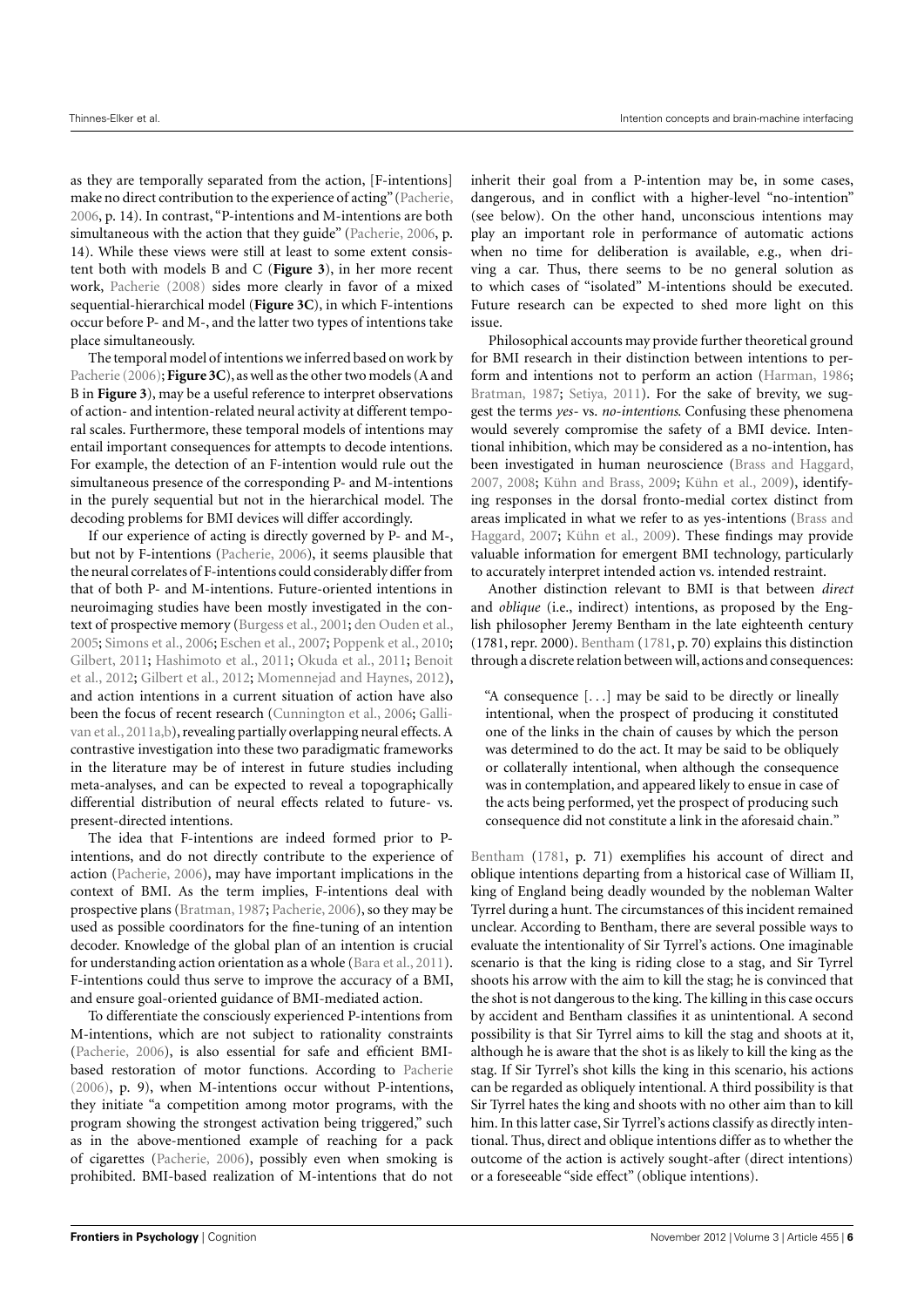as they are temporally separated from the action, [F-intentions] make no direct contribution to the experience of acting" (Pacherie, 2006, p. 14). In contrast, "P-intentions and M-intentions are both simultaneous with the action that they guide" (Pacherie, 2006, p. 14). While these views were still at least to some extent consistent both with models B and C (**Figure 3**), in her more recent work, Pacherie (2008) sides more clearly in favor of a mixed sequential-hierarchical model (**Figure 3C**), in which F-intentions occur before P- and M-, and the latter two types of intentions take place simultaneously.

The temporal model of intentions we inferred based on work by Pacherie (2006); **Figure 3C**), as well as the other two models (A and B in **Figure 3**), may be a useful reference to interpret observations of action- and intention-related neural activity at different temporal scales. Furthermore, these temporal models of intentions may entail important consequences for attempts to decode intentions. For example, the detection of an F-intention would rule out the simultaneous presence of the corresponding P- and M-intentions in the purely sequential but not in the hierarchical model. The decoding problems for BMI devices will differ accordingly.

If our experience of acting is directly governed by P- and M-, but not by F-intentions (Pacherie, 2006), it seems plausible that the neural correlates of F-intentions could considerably differ from that of both P- and M-intentions. Future-oriented intentions in neuroimaging studies have been mostly investigated in the context of prospective memory (Burgess et al., 2001; den Ouden et al., 2005; Simons et al., 2006; Eschen et al., 2007; Poppenk et al., 2010; Gilbert, 2011; Hashimoto et al., 2011; Okuda et al., 2011; Benoit et al., 2012; Gilbert et al., 2012; Momennejad and Haynes, 2012), and action intentions in a current situation of action have also been the focus of recent research (Cunnington et al., 2006; Gallivan et al., 2011a,b), revealing partially overlapping neural effects. A contrastive investigation into these two paradigmatic frameworks in the literature may be of interest in future studies including meta-analyses, and can be expected to reveal a topographically differential distribution of neural effects related to future- vs. present-directed intentions.

The idea that F-intentions are indeed formed prior to P-intentions, and do not directly contribute to the experience of action (Pacherie, 2006), may have important implications in the context of BMI. As the term implies, F-intentions deal with prospective plans (Bratman, 1987; Pacherie, 2006), so they may be used as possible coordinators for the fine-tuning of an intention decoder. Knowledge of the global plan of an intention is crucial for understanding action orientation as a whole (Bara et al., 2011). F-intentions could thus serve to improve the accuracy of a BMI, and ensure goal-oriented guidance of BMI-mediated action.

To differentiate the consciously experienced P-intentions from M-intentions, which are not subject to rationality constraints (Pacherie, 2006), is also essential for safe and efficient BMI-based restoration of motor functions. According to Pacherie (2006), p. 9), when M-intentions occur without P-intentions, they initiate "a competition among motor programs, with the program showing the strongest activation being triggered," such as in the above-mentioned example of reaching for a pack of cigarettes (Pacherie, 2006), possibly even when smoking is prohibited. BMI-based realization of M-intentions that do not inherit their goal from a P-intention may be, in some cases, dangerous, and in conflict with a higher-level "no-intention" (see below). On the other hand, unconscious intentions may play an important role in performance of automatic actions when no time for deliberation is available, e.g., when driving a car. Thus, there seems to be no general solution as to which cases of "isolated" M-intentions should be executed. Future research can be expected to shed more light on this issue.

Philosophical accounts may provide further theoretical ground for BMI research in their distinction between intentions to perform and intentions not to perform an action (Harman, 1986; Bratman, 1987; Setiya, 2011). For the sake of brevity, we suggest the terms *yes-* vs. *no-intentions*. Confusing these phenomena would severely compromise the safety of a BMI device. Intentional inhibition, which may be considered as a no-intention, has been investigated in human neuroscience (Brass and Haggard, 2007, 2008; Kühn and Brass, 2009; Kühn et al., 2009), identifying responses in the dorsal fronto-medial cortex distinct from areas implicated in what we refer to as yes-intentions (Brass and Haggard, 2007; Kühn et al., 2009). These findings may provide valuable information for emergent BMI technology, particularly to accurately interpret intended action vs. intended restraint.

Another distinction relevant to BMI is that between *direct* and *oblique* (i.e., indirect) intentions, as proposed by the English philosopher Jeremy Bentham in the late eighteenth century (1781, repr. 2000). Bentham (1781, p. 70) explains this distinction through a discrete relation between will, actions and consequences:

> "A consequence [...] may be said to be directly or lineally intentional, when the prospect of producing it constituted one of the links in the chain of causes by which the person was determined to do the act. It may be said to be obliquely or collaterally intentional, when although the consequence was in contemplation, and appeared likely to ensue in case of the acts being performed, yet the prospect of producing such consequence did not constitute a link in the aforesaid chain."

Bentham (1781, p. 71) exemplifies his account of direct and oblique intentions departing from a historical case of William II, king of England being deadly wounded by the nobleman Walter Tyrrel during a hunt. The circumstances of this incident remained unclear. According to Bentham, there are several possible ways to evaluate the intentionality of Sir Tyrrel's actions. One imaginable scenario is that the king is riding close to a stag, and Sir Tyrrel shoots his arrow with the aim to kill the stag; he is convinced that the shot is not dangerous to the king. The killing in this case occurs by accident and Bentham classifies it as unintentional. A second possibility is that Sir Tyrrel aims to kill the stag and shoots at it, although he is aware that the shot is as likely to kill the king as the stag. If Sir Tyrrel's shot kills the king in this scenario, his actions can be regarded as obliquely intentional. A third possibility is that Sir Tyrrel hates the king and shoots with no other aim than to kill him. In this latter case, Sir Tyrrel's actions classify as directly intentional. Thus, direct and oblique intentions differ as to whether the outcome of the action is actively sought-after (direct intentions) or a foreseeable "side effect" (oblique intentions).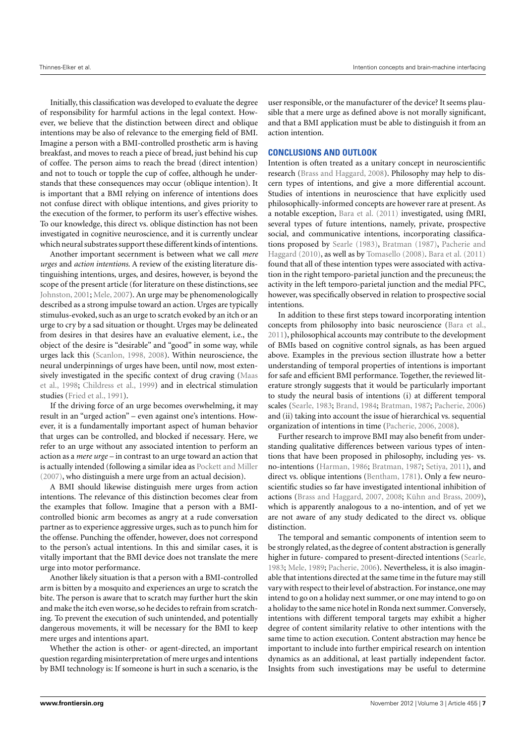Initially, this classification was developed to evaluate the degree of responsibility for harmful actions in the legal context. However, we believe that the distinction between direct and oblique intentions may be also of relevance to the emerging field of BMI. Imagine a person with a BMI-controlled prosthetic arm is having breakfast, and moves to reach a piece of bread, just behind his cup of coffee. The person aims to reach the bread (direct intention) and not to touch or topple the cup of coffee, although he understands that these consequences may occur (oblique intention). It is important that a BMI relying on inference of intentions does not confuse direct with oblique intentions, and gives priority to the execution of the former, to perform its user's effective wishes. To our knowledge, this direct vs. oblique distinction has not been investigated in cognitive neuroscience, and it is currently unclear which neural substrates support these different kinds of intentions.

Another important secernment is between what we call *mere urges* and *action intentions*. A review of the existing literature distinguishing intentions, urges, and desires, however, is beyond the scope of the present article (for literature on these distinctions, see Johnston, 2001; Mele, 2007). An urge may be phenomenologically described as a strong impulse toward an action. Urges are typically stimulus-evoked, such as an urge to scratch evoked by an itch or an urge to cry by a sad situation or thought. Urges may be delineated from desires in that desires have an evaluative element, i.e., the object of the desire is "desirable" and "good" in some way, while urges lack this (Scanlon, 1998, 2008). Within neuroscience, the neural underpinnings of urges have been, until now, most extensively investigated in the specific context of drug craving (Maas et al., 1998; Childress et al., 1999) and in electrical stimulation studies (Fried et al., 1991).

If the driving force of an urge becomes overwhelming, it may result in an "urged action" – even against one's intentions. However, it is a fundamentally important aspect of human behavior that urges can be controlled, and blocked if necessary. Here, we refer to an urge without any associated intention to perform an action as a *mere urge* – in contrast to an urge toward an action that is actually intended (following a similar idea as Pockett and Miller (2007), who distinguish a mere urge from an actual decision).

A BMI should likewise distinguish mere urges from action intentions. The relevance of this distinction becomes clear from the examples that follow. Imagine that a person with a BMI-controlled bionic arm becomes as angry at a rude conversation partner as to experience aggressive urges, such as to punch him for the offense. Punching the offender, however, does not correspond to the person's actual intentions. In this and similar cases, it is vitally important that the BMI device does not translate the mere urge into motor performance.

Another likely situation is that a person with a BMI-controlled arm is bitten by a mosquito and experiences an urge to scratch the bite. The person is aware that to scratch may further hurt the skin and make the itch even worse, so he decides to refrain from scratching. To prevent the execution of such unintended, and potentially dangerous movements, it will be necessary for the BMI to keep mere urges and intentions apart.

Whether the action is other- or agent-directed, an important question regarding misinterpretation of mere urges and intentions by BMI technology is: If someone is hurt in such a scenario, is the user responsible, or the manufacturer of the device? It seems plausible that a mere urge as defined above is not morally significant, and that a BMI application must be able to distinguish it from an action intention.

## CONCLUSIONS AND OUTLOOK

Intention is often treated as a unitary concept in neuroscientific research (Brass and Haggard, 2008). Philosophy may help to discern types of intentions, and give a more differential account. Studies of intentions in neuroscience that have explicitly used philosophically-informed concepts are however rare at present. As a notable exception, Bara et al. (2011) investigated, using fMRI, several types of future intentions, namely, private, prospective social, and communicative intentions, incorporating classifications proposed by Searle (1983), Bratman (1987), Pacherie and Haggard (2010), as well as by Tomasello (2008). Bara et al. (2011) found that all of these intention types were associated with activation in the right temporo-parietal junction and the precuneus; the activity in the left temporo-parietal junction and the medial PFC, however, was specifically observed in relation to prospective social intentions.

In addition to these first steps toward incorporating intention concepts from philosophy into basic neuroscience (Bara et al., 2011), philosophical accounts may contribute to the development of BMIs based on cognitive control signals, as has been argued above. Examples in the previous section illustrate how a better understanding of temporal properties of intentions is important for safe and efficient BMI performance. Together, the reviewed literature strongly suggests that it would be particularly important to study the neural basis of intentions (i) at different temporal scales (Searle, 1983; Brand, 1984; Bratman, 1987; Pacherie, 2006) and (ii) taking into account the issue of hierarchical vs. sequential organization of intentions in time (Pacherie, 2006, 2008).

Further research to improve BMI may also benefit from understanding qualitative differences between various types of intentions that have been proposed in philosophy, including yes- vs. no-intentions (Harman, 1986; Bratman, 1987; Setiya, 2011), and direct vs. oblique intentions (Bentham, 1781). Only a few neuroscientific studies so far have investigated intentional inhibition of actions (Brass and Haggard, 2007, 2008; Kühn and Brass, 2009), which is apparently analogous to a no-intention, and of yet we are not aware of any study dedicated to the direct vs. oblique distinction.

The temporal and semantic components of intention seem to be strongly related, as the degree of content abstraction is generally higher in future- compared to present-directed intentions (Searle, 1983; Mele, 1989; Pacherie, 2006). Nevertheless, it is also imaginable that intentions directed at the same time in the future may still vary with respect to their level of abstraction. For instance, one may intend to go on a holiday next summer, or one may intend to go on a holiday to the same nice hotel in Ronda next summer. Conversely, intentions with different temporal targets may exhibit a higher degree of content similarity relative to other intentions with the same time to action execution. Content abstraction may hence be important to include into further empirical research on intention dynamics as an additional, at least partially independent factor. Insights from such investigations may be useful to determine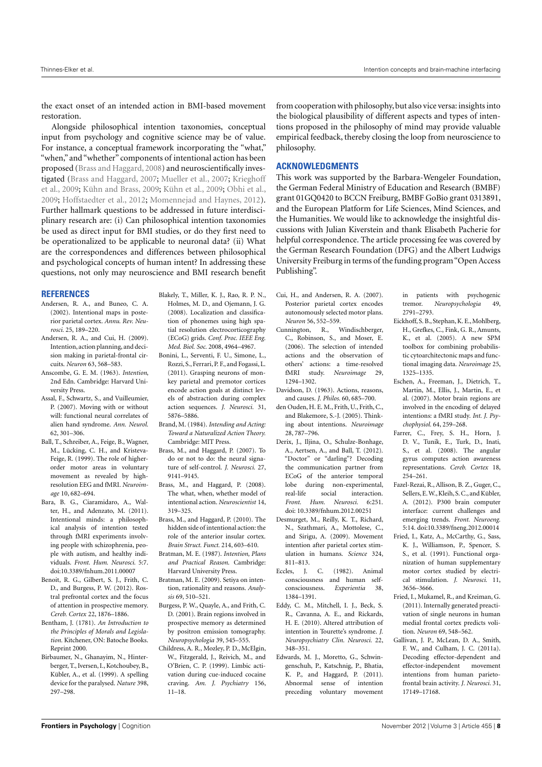the exact onset of an intended action in BMI-based movement restoration.

Alongside philosophical intention taxonomies, conceptual input from psychology and cognitive science may be of value. For instance, a conceptual framework incorporating the "what," "when," and "whether" components of intentional action has been proposed (Brass and Haggard, 2008) and neuroscientifically investigated (Brass and Haggard, 2007; Mueller et al., 2007; Krieghoff et al., 2009; Kühn and Brass, 2009; Kühn et al., 2009; Obhi et al., 2009; Hoffstaedter et al., 2012; Momennejad and Haynes, 2012). Further hallmark questions to be addressed in future interdisciplinary research are: (i) Can philosophical intention taxonomies be used as direct input for BMI studies, or do they first need to be operationalized to be applicable to neuronal data? (ii) What are the correspondences and differences between philosophical and psychological concepts of human intent? In addressing these questions, not only may neuroscience and BMI research benefit from cooperation with philosophy, but also vice versa: insights into the biological plausibility of different aspects and types of intentions proposed in the philosophy of mind may provide valuable empirical feedback, thereby closing the loop from neuroscience to philosophy.

## ACKNOWLEDGMENTS

This work was supported by the Barbara-Wengeler Foundation, the German Federal Ministry of Education and Research (BMBF) grant 01GQ0420 to BCCN Freiburg, BMBF GoBio grant 0313891, and the European Platform for Life Sciences, Mind Sciences, and the Humanities. We would like to acknowledge the insightful discussions with Julian Kiverstein and thank Elisabeth Pacherie for helpful correspondence. The article processing fee was covered by the German Research Foundation (DFG) and the Albert Ludwigs University Freiburg in terms of the funding program "Open Access Publishing".

## REFERENCES

Andersen, R. A., and Buneo, C. A. (2002). Intentional maps in posterior parietal cortex. *Annu. Rev. Neurosci.* 25, 189–220.

Andersen, R. A., and Cui, H. (2009). Intention, action planning, and decision making in parietal-frontal circuits. *Neuron* 63, 568–583.

Anscombe, G. E. M. (1963). *Intention*, 2nd Edn. Cambridge: Harvard University Press.

Assal, F., Schwartz, S., and Vuilleumier, P. (2007). Moving with or without will: functional neural correlates of alien hand syndrome. *Ann. Neurol.* 62, 301–306.

Ball, T., Schreiber, A., Feige, B., Wagner, M., Lücking, C. H., and Kristeva-Feige, R. (1999). The role of higher-order motor areas in voluntary movement as revealed by high-resolution EEG and fMRI. *Neuroimage* 10, 682–694.

Bara, B. G., Ciaramidaro, A., Walter, H., and Adenzato, M. (2011). Intentional minds: a philosophical analysis of intention tested through fMRI experiments involving people with schizophrenia, people with autism, and healthy individuals. *Front. Hum. Neurosci.* 5:7. doi:10.3389/fnhum.2011.00007

Benoit, R. G., Gilbert, S. J., Frith, C. D., and Burgess, P. W. (2012). Rostral prefrontal cortex and the focus of attention in prospective memory. *Cereb. Cortex* 22, 1876–1886.

Bentham, J. (1781). *An Introduction to the Principles of Morals and Legislation*. Kitchener, ON: Batoche Books. Reprint 2000.

Birbaumer, N., Ghanayim, N., Hinterberger, T., Iversen, I., Kotchoubey, B., Kübler, A., et al. (1999). A spelling device for the paralysed. *Nature* 398, 297–298.

Blakely, T., Miller, K. J., Rao, R. P. N., Holmes, M. D., and Ojemann, J. G. (2008). Localization and classification of phonemes using high spatial resolution electrocorticography (ECoG) grids. *Conf. Proc. IEEE Eng. Med. Biol. Soc.* 2008, 4964–4967.

Bonini, L., Serventi, F. U., Simone, L., Rozzi, S., Ferrari, P. F., and Fogassi, L. (2011). Grasping neurons of monkey parietal and premotor cortices encode action goals at distinct levels of abstraction during complex action sequences. *J. Neurosci.* 31, 5876–5886.

Brand, M. (1984). *Intending and Acting: Toward a Naturalized Action Theory*. Cambridge: MIT Press.

Brass, M., and Haggard, P. (2007). To do or not to do: the neural signature of self-control. *J. Neurosci.* 27, 9141–9145.

Brass, M., and Haggard, P. (2008). The what, when, whether model of intentional action. *Neuroscientist* 14, 319–325.

Brass, M., and Haggard, P. (2010). The hidden side of intentional action: the role of the anterior insular cortex. *Brain Struct. Funct.* 214, 603–610.

Bratman, M. E. (1987). *Intention, Plans and Practical Reason*. Cambridge: Harvard University Press.

Bratman, M. E. (2009). Setiya on intention, rationality and reasons. *Analysis* 69, 510–521.

Burgess, P. W., Quayle, A., and Frith, C. D. (2001). Brain regions involved in prospective memory as determined by positron emission tomography. *Neuropsychologia* 39, 545–555.

Childress, A. R., Mozley, P. D., McElgin, W., Fitzgerald, J., Reivich, M., and O'Brien, C. P. (1999). Limbic activation during cue-induced cocaine craving. *Am. J. Psychiatry* 156, 11–18.

Cui, H., and Andersen, R. A. (2007). Posterior parietal cortex encodes autonomously selected motor plans. *Neuron* 56, 552–559.

Cunnington, R., Windischberger, C., Robinson, S., and Moser, E. (2006). The selection of intended actions and the observation of others' actions: a time-resolved fMRI study. *Neuroimage* 29, 1294–1302.

Davidson, D. (1963). Actions, reasons, and causes. *J. Philos.* 60, 685–700.

den Ouden, H. E. M., Frith, U., Frith, C., and Blakemore, S.-J. (2005). Thinking about intentions. *Neuroimage* 28, 787–796.

Derix, J., Iljina, O., Schulze-Bonhage, A., Aertsen, A., and Ball, T. (2012). "Doctor" or "darling"? Decoding the communication partner from ECoG of the anterior temporal lobe during non-experimental, real-life social interaction. *Front. Hum. Neurosci.* 6:251. doi: 10.3389/fnhum.2012.00251

Desmurget, M., Reilly, K. T., Richard, N., Szathmari, A., Mottolese, C., and Sirigu, A. (2009). Movement intention after parietal cortex stimulation in humans. *Science* 324, 811–813.

Eccles, J. C. (1982). Animal consciousness and human self-consciousness. *Experientia* 38, 1384–1391.

Eddy, C. M., Mitchell, I. J., Beck, S. R., Cavanna, A. E., and Rickards, H. E. (2010). Altered attribution of intention in Tourette's syndrome. *J. Neuropsychiatry Clin. Neurosci.* 22, 348–351.

Edwards, M. J., Moretto, G., Schwingenschuh, P., Katschnig, P., Bhatia, K. P., and Haggard, P. (2011). Abnormal sense of intention preceding voluntary movement in patients with psychogenic tremor. *Neuropsychologia* 49, 2791–2793.

Eickhoff, S. B., Stephan, K. E., Mohlberg, H., Grefkes, C., Fink, G. R., Amunts, K., et al. (2005). A new SPM toolbox for combining probabilistic cytoarchitectonic maps and functional imaging data. *Neuroimage* 25, 1325–1335.

Eschen, A., Freeman, J., Dietrich, T., Martin, M., Ellis, J., Martin, E., et al. (2007). Motor brain regions are involved in the encoding of delayed intentions: a fMRI study. *Int. J. Psychophysiol.* 64, 259–268.

Farrer, C., Frey, S. H., Horn, J. D. V., Tunik, E., Turk, D., Inati, S., et al. (2008). The angular gyrus computes action awareness representations. *Cereb. Cortex* 18, 254–261.

Fazel-Rezai, R., Allison, B. Z., Guger, C., Sellers, E. W., Kleih, S. C., and Kübler, A. (2012). P300 brain computer interface: current challenges and emerging trends. *Front. Neuroeng.* 5:14. doi:10.3389/fneng.2012.00014

Fried, I., Katz, A., McCarthy, G., Sass, K. J., Williamson, P., Spencer, S. S., et al. (1991). Functional organization of human supplementary motor cortex studied by electrical stimulation. *J. Neurosci.* 11, 3656–3666.

Fried, I., Mukamel, R., and Kreiman, G. (2011). Internally generated preactivation of single neurons in human medial frontal cortex predicts volition. *Neuron* 69, 548–562.

Gallivan, J. P., McLean, D. A., Smith, F. W., and Culham, J. C. (2011a). Decoding effector-dependent and effector-independent movement intentions from human parieto-frontal brain activity. *J. Neurosci.* 31, 17149–17168.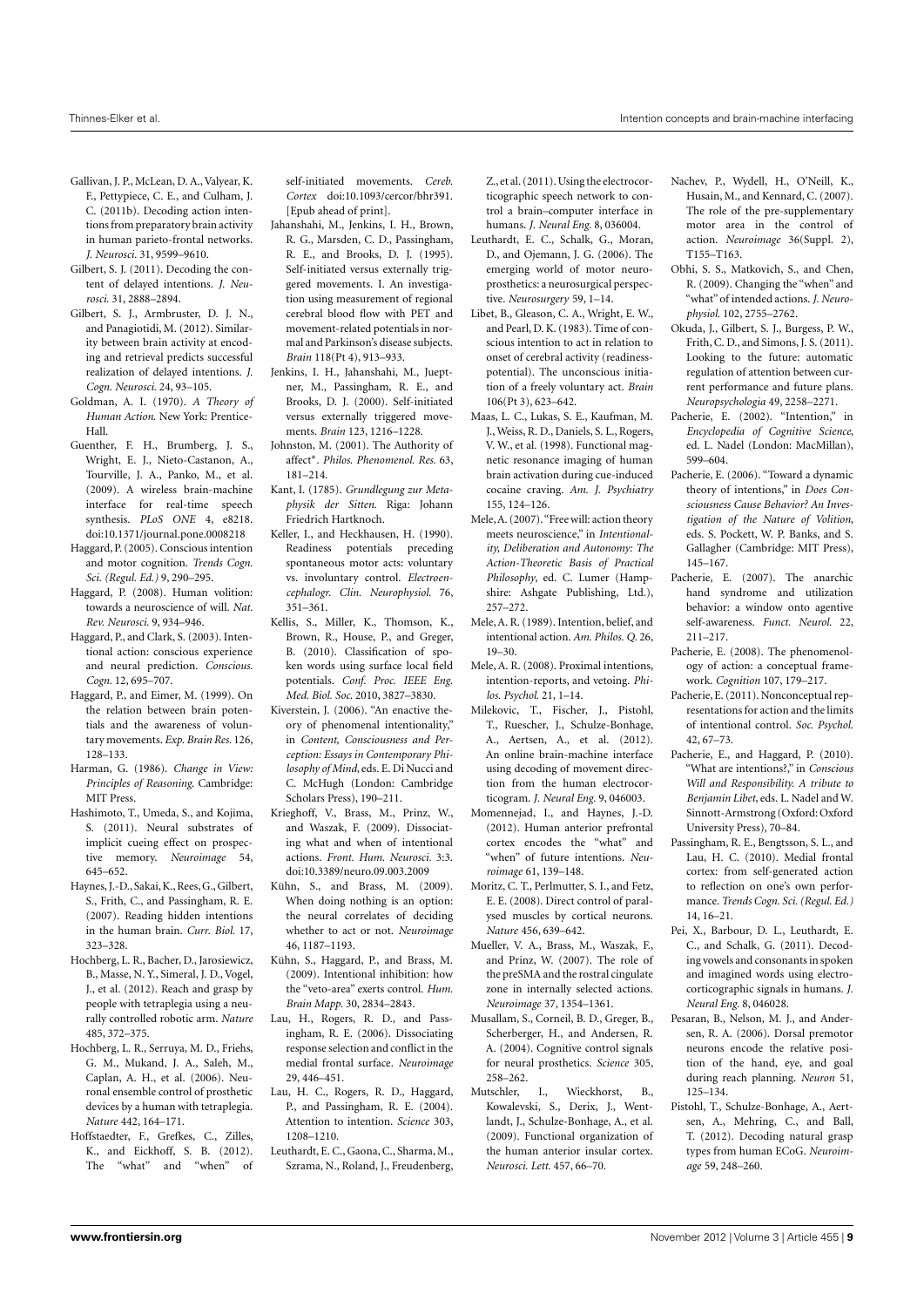Gallivan, J. P., McLean, D. A., Valyear, K. F., Pettypiece, C. E., and Culham, J. C. (2011b). Decoding action intentions from preparatory brain activity in human parieto-frontal networks. *J. Neurosci.* 31, 9599–9610.

Gilbert, S. J. (2011). Decoding the content of delayed intentions. *J. Neurosci.* 31, 2888–2894.

Gilbert, S. J., Armbruster, D. J. N., and Panagiotidi, M. (2012). Similarity between brain activity at encoding and retrieval predicts successful realization of delayed intentions. *J. Cogn. Neurosci.* 24, 93–105.

Goldman, A. I. (1970). *A Theory of Human Action.* New York: Prentice-Hall.

Guenther, F. H., Brumberg, J. S., Wright, E. J., Nieto-Castanon, A., Tourville, J. A., Panko, M., et al. (2009). A wireless brain-machine interface for real-time speech synthesis. *PLoS ONE* 4, e8218. doi:10.1371/journal.pone.0008218

Haggard, P. (2005). Conscious intention and motor cognition. *Trends Cogn. Sci. (Regul. Ed.)* 9, 290–295.

Haggard, P. (2008). Human volition: towards a neuroscience of will. *Nat. Rev. Neurosci.* 9, 934–946.

Haggard, P., and Clark, S. (2003). Intentional action: conscious experience and neural prediction. *Conscious. Cogn.* 12, 695–707.

Haggard, P., and Eimer, M. (1999). On the relation between brain potentials and the awareness of voluntary movements. *Exp. Brain Res.* 126, 128–133.

Harman, G. (1986). *Change in View: Principles of Reasoning.* Cambridge: MIT Press.

Hashimoto, T., Umeda, S., and Kojima, S. (2011). Neural substrates of implicit cueing effect on prospective memory. *Neuroimage* 54, 645–652.

Haynes, J.-D., Sakai, K., Rees, G., Gilbert, S., Frith, C., and Passingham, R. E. (2007). Reading hidden intentions in the human brain. *Curr. Biol.* 17, 323–328.

Hochberg, L. R., Bacher, D., Jarosiewicz, B., Masse, N. Y., Simeral, J. D., Vogel, J., et al. (2012). Reach and grasp by people with tetraplegia using a neurally controlled robotic arm. *Nature* 485, 372–375.

Hochberg, L. R., Serruya, M. D., Friehs, G. M., Mukand, J. A., Saleh, M., Caplan, A. H., et al. (2006). Neuronal ensemble control of prosthetic devices by a human with tetraplegia. *Nature* 442, 164–171.

Hoffstaedter, F., Grefkes, C., Zilles, K., and Eickhoff, S. B. (2012). The "what" and "when" of self-initiated movements. *Cereb. Cortex* doi:10.1093/cercor/bhr391. [Epub ahead of print].

Jahanshahi, M., Jenkins, I. H., Brown, R. G., Marsden, C. D., Passingham, R. E., and Brooks, D. J. (1995). Self-initiated versus externally triggered movements. I. An investigation using measurement of regional cerebral blood flow with PET and movement-related potentials in normal and Parkinson's disease subjects. *Brain* 118(Pt 4), 913–933.

Jenkins, I. H., Jahanshahi, M., Jueptner, M., Passingham, R. E., and Brooks, D. J. (2000). Self-initiated versus externally triggered movements. *Brain* 123, 1216–1228.

Johnston, M. (2001). The Authority of affect*. *Philos. Phenomenol. Res.* 63, 181–214.

Kant, I. (1785). *Grundlegung zur Metaphysik der Sitten.* Riga: Johann Friedrich Hartknoch.

Keller, I., and Heckhausen, H. (1990). Readiness potentials preceding spontaneous motor acts: voluntary vs. involuntary control. *Electroencephalogr. Clin. Neurophysiol.* 76, 351–361.

Kellis, S., Miller, K., Thomson, K., Brown, R., House, P., and Greger, B. (2010). Classification of spoken words using surface local field potentials. *Conf. Proc. IEEE Eng. Med. Biol. Soc.* 2010, 3827–3830.

Kiverstein, J. (2006). "An enactive theory of phenomenal intentionality," in *Content, Consciousness and Perception: Essays in Contemporary Philosophy of Mind*, eds. E. Di Nucci and C. McHugh (London: Cambridge Scholars Press), 190–211.

Krieghoff, V., Brass, M., Prinz, W., and Waszak, F. (2009). Dissociating what and when of intentional actions. *Front. Hum. Neurosci.* 3:3. doi:10.3389/neuro.09.003.2009

Kühn, S., and Brass, M. (2009). When doing nothing is an option: the neural correlates of deciding whether to act or not. *Neuroimage* 46, 1187–1193.

Kühn, S., Haggard, P., and Brass, M. (2009). Intentional inhibition: how the "veto-area" exerts control. *Hum. Brain Mapp.* 30, 2834–2843.

Lau, H., Rogers, R. D., and Passingham, R. E. (2006). Dissociating response selection and conflict in the medial frontal surface. *Neuroimage* 29, 446–451.

Lau, H. C., Rogers, R. D., Haggard, P., and Passingham, R. E. (2004). Attention to intention. *Science* 303, 1208–1210.

Leuthardt, E. C., Gaona, C., Sharma, M., Szrama, N., Roland, J., Freudenberg, Z., et al. (2011). Using the electrocorticographic speech network to control a brain–computer interface in humans. *J. Neural Eng.* 8, 036004.

Leuthardt, E. C., Schalk, G., Moran, D., and Ojemann, J. G. (2006). The emerging world of motor neuroprosthetics: a neurosurgical perspective. *Neurosurgery* 59, 1–14.

Libet, B., Gleason, C. A., Wright, E. W., and Pearl, D. K. (1983). Time of conscious intention to act in relation to onset of cerebral activity (readiness-potential). The unconscious initiation of a freely voluntary act. *Brain* 106(Pt 3), 623–642.

Maas, L. C., Lukas, S. E., Kaufman, M. J., Weiss, R. D., Daniels, S. L., Rogers, V. W., et al. (1998). Functional magnetic resonance imaging of human brain activation during cue-induced cocaine craving. *Am. J. Psychiatry* 155, 124–126.

Mele, A. (2007). "Free will: action theory meets neuroscience," in *Intentionality, Deliberation and Autonomy: The Action-Theoretic Basis of Practical Philosophy*, ed. C. Lumer (Hampshire: Ashgate Publishing, Ltd.), 257–272.

Mele, A. R. (1989). Intention, belief, and intentional action. *Am. Philos. Q.* 26, 19–30.

Mele, A. R. (2008). Proximal intentions, intention-reports, and vetoing. *Philos. Psychol.* 21, 1–14.

Milekovic, T., Fischer, J., Pistohl, T., Ruescher, J., Schulze-Bonhage, A., Aertsen, A., et al. (2012). An online brain-machine interface using decoding of movement direction from the human electrocorticogram. *J. Neural Eng.* 9, 046003.

Momennejad, I., and Haynes, J.-D. (2012). Human anterior prefrontal cortex encodes the "what" and "when" of future intentions. *Neuroimage* 61, 139–148.

Moritz, C. T., Perlmutter, S. I., and Fetz, E. E. (2008). Direct control of paralysed muscles by cortical neurons. *Nature* 456, 639–642.

Mueller, V. A., Brass, M., Waszak, F., and Prinz, W. (2007). The role of the preSMA and the rostral cingulate zone in internally selected actions. *Neuroimage* 37, 1354–1361.

Musallam, S., Corneil, B. D., Greger, B., Scherberger, H., and Andersen, R. A. (2004). Cognitive control signals for neural prosthetics. *Science* 305, 258–262.

Mutschler, I., Wieckhorst, B., Kowalevski, S., Derix, J., Wentlandt, J., Schulze-Bonhage, A., et al. (2009). Functional organization of the human anterior insular cortex. *Neurosci. Lett.* 457, 66–70.

Nachev, P., Wydell, H., O'Neill, K., Husain, M., and Kennard, C. (2007). The role of the pre-supplementary motor area in the control of action. *Neuroimage* 36(Suppl. 2), T155–T163.

Obhi, S. S., Matkovich, S., and Chen, R. (2009). Changing the "when" and "what" of intended actions. *J. Neurophysiol.* 102, 2755–2762.

Okuda, J., Gilbert, S. J., Burgess, P. W., Frith, C. D., and Simons, J. S. (2011). Looking to the future: automatic regulation of attention between current performance and future plans. *Neuropsychologia* 49, 2258–2271.

Pacherie, E. (2002). "Intention," in *Encyclopedia of Cognitive Science*, ed. L. Nadel (London: MacMillan), 599–604.

Pacherie, E. (2006). "Toward a dynamic theory of intentions," in *Does Consciousness Cause Behavior? An Investigation of the Nature of Volition*, eds. S. Pockett, W. P. Banks, and S. Gallagher (Cambridge: MIT Press), 145–167.

Pacherie, E. (2007). The anarchic hand syndrome and utilization behavior: a window onto agentive self-awareness. *Funct. Neurol.* 22, 211–217.

Pacherie, E. (2008). The phenomenology of action: a conceptual framework. *Cognition* 107, 179–217.

Pacherie, E. (2011). Nonconceptual representations for action and the limits of intentional control. *Soc. Psychol.* 42, 67–73.

Pacherie, E., and Haggard, P. (2010). "What are intentions?," in *Conscious Will and Responsibility. A tribute to Benjamin Libet*, eds. L. Nadel and W. Sinnott-Armstrong (Oxford: Oxford University Press), 70–84.

Passingham, R. E., Bengtsson, S. L., and Lau, H. C. (2010). Medial frontal cortex: from self-generated action to reflection on one's own performance. *Trends Cogn. Sci. (Regul. Ed.)* 14, 16–21.

Pei, X., Barbour, D. L., Leuthardt, E. C., and Schalk, G. (2011). Decoding vowels and consonants in spoken and imagined words using electrocorticographic signals in humans. *J. Neural Eng.* 8, 046028.

Pesaran, B., Nelson, M. J., and Andersen, R. A. (2006). Dorsal premotor neurons encode the relative position of the hand, eye, and goal during reach planning. *Neuron* 51, 125–134.

Pistohl, T., Schulze-Bonhage, A., Aertsen, A., Mehring, C., and Ball, T. (2012). Decoding natural grasp types from human ECoG. *Neuroimage* 59, 248–260.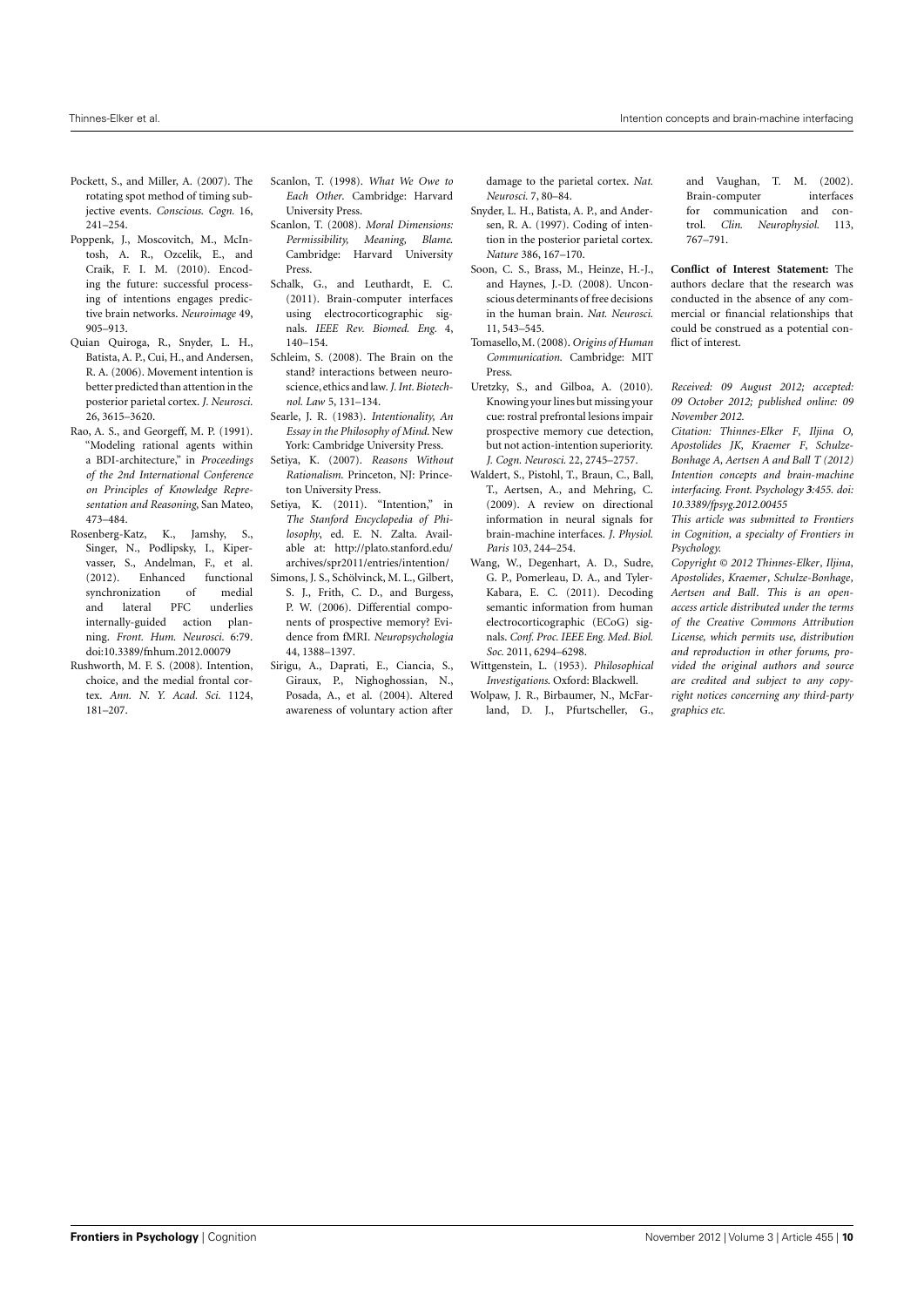Pockett, S., and Miller, A. (2007). The rotating spot method of timing subjective events. *Conscious. Cogn.* 16, 241–254.

Poppenk, J., Moscovitch, M., McIntosh, A. R., Ozcelik, E., and Craik, F. I. M. (2010). Encoding the future: successful processing of intentions engages predictive brain networks. *Neuroimage* 49, 905–913.

Quian Quiroga, R., Snyder, L. H., Batista, A. P., Cui, H., and Andersen, R. A. (2006). Movement intention is better predicted than attention in the posterior parietal cortex. *J. Neurosci.* 26, 3615–3620.

Rao, A. S., and Georgeff, M. P. (1991). "Modeling rational agents within a BDI-architecture," in *Proceedings of the 2nd International Conference on Principles of Knowledge Representation and Reasoning*, San Mateo, 473–484.

Rosenberg-Katz, K., Jamshy, S., Singer, N., Podlipsky, I., Kipervasser, S., Andelman, F., et al. (2012). Enhanced functional synchronization of medial and lateral PFC underlies internally-guided action planning. *Front. Hum. Neurosci.* 6:79. doi:10.3389/fnhum.2012.00079

Rushworth, M. F. S. (2008). Intention, choice, and the medial frontal cortex. *Ann. N. Y. Acad. Sci.* 1124, 181–207.

Scanlon, T. (1998). *What We Owe to Each Other*. Cambridge: Harvard University Press.

Scanlon, T. (2008). *Moral Dimensions: Permissibility, Meaning, Blame.* Cambridge: Harvard University Press.

Schalk, G., and Leuthardt, E. C. (2011). Brain-computer interfaces using electrocorticographic signals. *IEEE Rev. Biomed. Eng.* 4, 140–154.

Schleim, S. (2008). The Brain on the stand? interactions between neuroscience, ethics and law. *J. Int. Biotechnol. Law* 5, 131–134.

Searle, J. R. (1983). *Intentionality, An Essay in the Philosophy of Mind.* New York: Cambridge University Press.

Setiya, K. (2007). *Reasons Without Rationalism.* Princeton, NJ: Princeton University Press.

Setiya, K. (2011). "Intention," in *The Stanford Encyclopedia of Philosophy*, ed. E. N. Zalta. Available at: http://plato.stanford.edu/archives/spr2011/entries/intention/

Simons, J. S., Schölvinck, M. L., Gilbert, S. J., Frith, C. D., and Burgess, P. W. (2006). Differential components of prospective memory? Evidence from fMRI. *Neuropsychologia* 44, 1388–1397.

Sirigu, A., Daprati, E., Ciancia, S., Giraux, P., Nighoghossian, N., Posada, A., et al. (2004). Altered awareness of voluntary action after damage to the parietal cortex. *Nat. Neurosci.* 7, 80–84.

Snyder, L. H., Batista, A. P., and Andersen, R. A. (1997). Coding of intention in the posterior parietal cortex. *Nature* 386, 167–170.

Soon, C. S., Brass, M., Heinze, H.-J., and Haynes, J.-D. (2008). Unconscious determinants of free decisions in the human brain. *Nat. Neurosci.* 11, 543–545.

Tomasello, M. (2008). *Origins of Human Communication.* Cambridge: MIT Press.

Uretzky, S., and Gilboa, A. (2010). Knowing your lines but missing your cue: rostral prefrontal lesions impair prospective memory cue detection, but not action-intention superiority. *J. Cogn. Neurosci.* 22, 2745–2757.

Waldert, S., Pistohl, T., Braun, C., Ball, T., Aertsen, A., and Mehring, C. (2009). A review on directional information in neural signals for brain-machine interfaces. *J. Physiol. Paris* 103, 244–254.

Wang, W., Degenhart, A. D., Sudre, G. P., Pomerleau, D. A., and Tyler-Kabara, E. C. (2011). Decoding semantic information from human electrocorticographic (ECoG) signals. *Conf. Proc. IEEE Eng. Med. Biol. Soc.* 2011, 6294–6298.

Wittgenstein, L. (1953). *Philosophical Investigations.* Oxford: Blackwell.

Wolpaw, J. R., Birbaumer, N., McFarland, D. J., Pfurtscheller, G., and Vaughan, T. M. (2002). Brain-computer interfaces for communication and control. *Clin. Neurophysiol.* 113, 767–791.

**Conflict of Interest Statement:** The authors declare that the research was conducted in the absence of any commercial or financial relationships that could be construed as a potential conflict of interest.

*Received: 09 August 2012; accepted: 09 October 2012; published online: 09 November 2012.*

*Citation: Thinnes-Elker F, Iljina O, Apostolides JK, Kraemer F, Schulze-Bonhage A, Aertsen A and Ball T (2012) Intention concepts and brain-machine interfacing. Front. Psychology **3**:455. doi: 10.3389/fpsyg.2012.00455*

*This article was submitted to Frontiers in Cognition, a specialty of Frontiers in Psychology.*

*Copyright © 2012 Thinnes-Elker, Iljina, Apostolides, Kraemer, Schulze-Bonhage, Aertsen and Ball. This is an open-access article distributed under the terms of the Creative Commons Attribution License, which permits use, distribution and reproduction in other forums, provided the original authors and source are credited and subject to any copyright notices concerning any third-party graphics etc.*